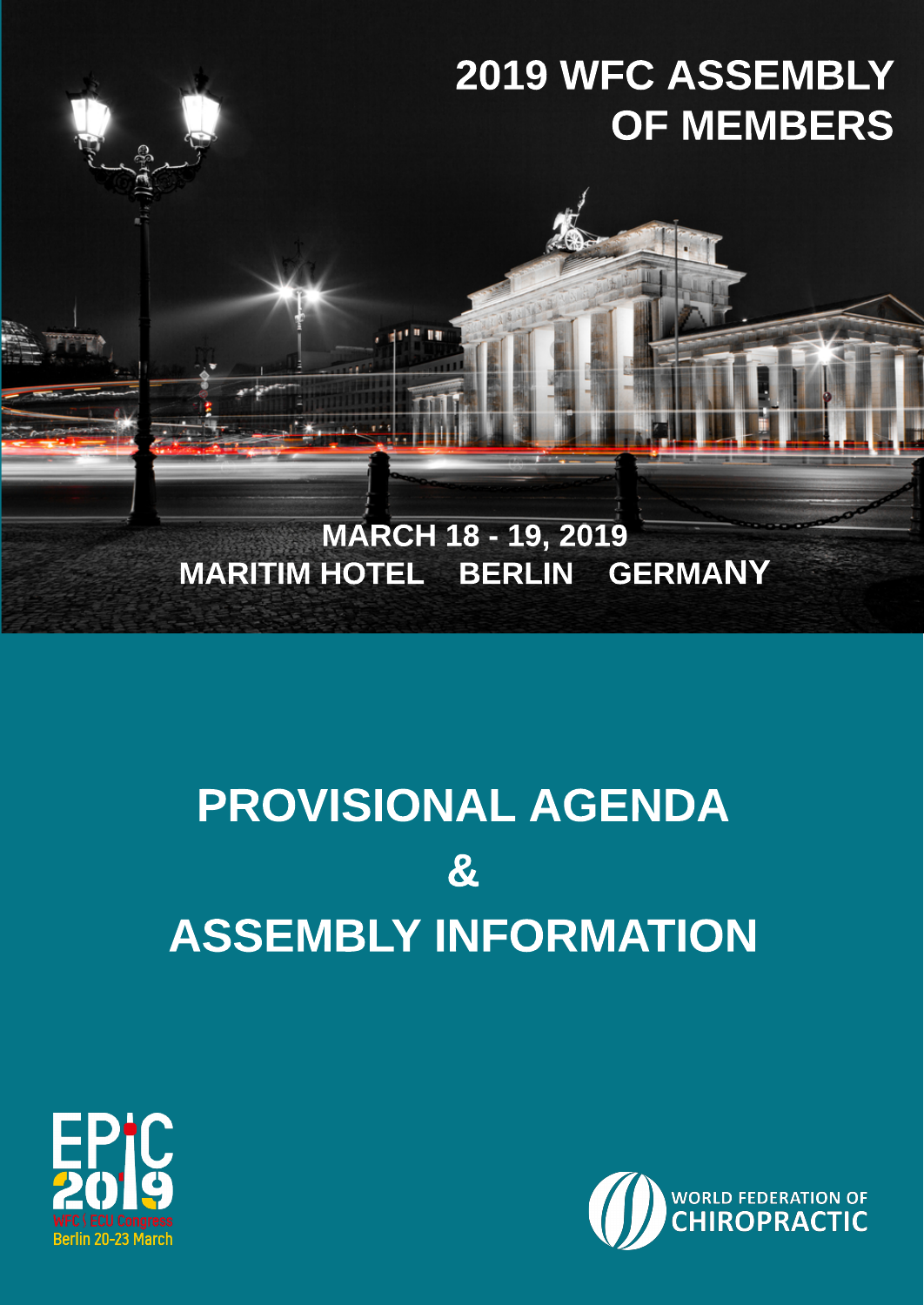# 2019 WFC ASSEMBLY OF MEMBERS

**MARCH 18 - 19, 2019**
**MARITIM HOTEL BERLIN GERMANY**

# PROVISIONAL AGENDA
# &
# ASSEMBLY INFORMATION

EPIC 2019
WFC | ECU Congress
Berlin 20-23 March

WORLD FEDERATION OF CHIROPRACTIC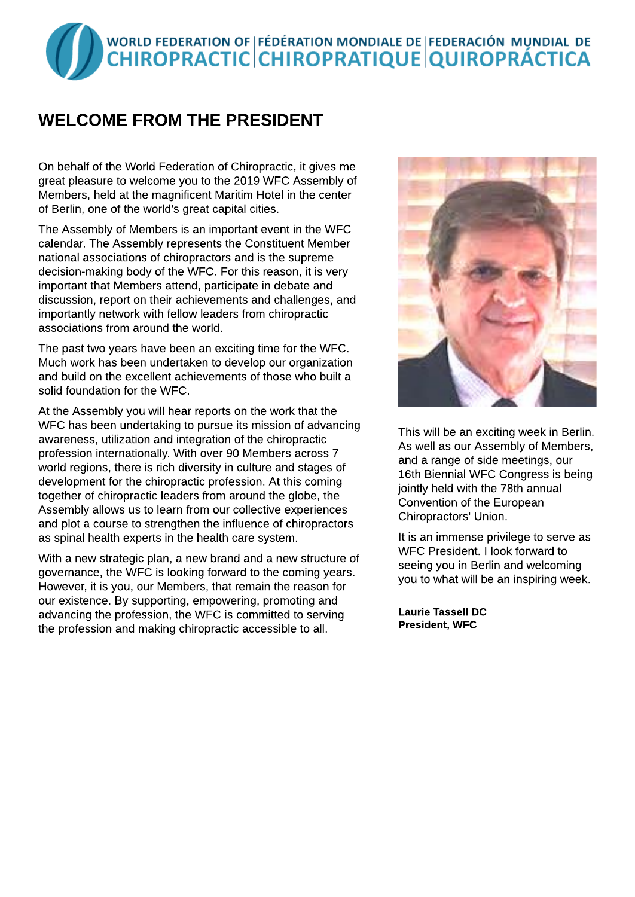# WELCOME FROM THE PRESIDENT

On behalf of the World Federation of Chiropractic, it gives me great pleasure to welcome you to the 2019 WFC Assembly of Members, held at the magnificent Maritim Hotel in the center of Berlin, one of the world's great capital cities.

The Assembly of Members is an important event in the WFC calendar. The Assembly represents the Constituent Member national associations of chiropractors and is the supreme decision-making body of the WFC. For this reason, it is very important that Members attend, participate in debate and discussion, report on their achievements and challenges, and importantly network with fellow leaders from chiropractic associations from around the world.

The past two years have been an exciting time for the WFC. Much work has been undertaken to develop our organization and build on the excellent achievements of those who built a solid foundation for the WFC.

At the Assembly you will hear reports on the work that the WFC has been undertaking to pursue its mission of advancing awareness, utilization and integration of the chiropractic profession internationally. With over 90 Members across 7 world regions, there is rich diversity in culture and stages of development for the chiropractic profession. At this coming together of chiropractic leaders from around the globe, the Assembly allows us to learn from our collective experiences and plot a course to strengthen the influence of chiropractors as spinal health experts in the health care system.

With a new strategic plan, a new brand and a new structure of governance, the WFC is looking forward to the coming years. However, it is you, our Members, that remain the reason for our existence. By supporting, empowering, promoting and advancing the profession, the WFC is committed to serving the profession and making chiropractic accessible to all.

This will be an exciting week in Berlin. As well as our Assembly of Members, and a range of side meetings, our 16th Biennial WFC Congress is being jointly held with the 78th annual Convention of the European Chiropractors' Union.

It is an immense privilege to serve as WFC President. I look forward to seeing you in Berlin and welcoming you to what will be an inspiring week.

**Laurie Tassell DC**
**President, WFC**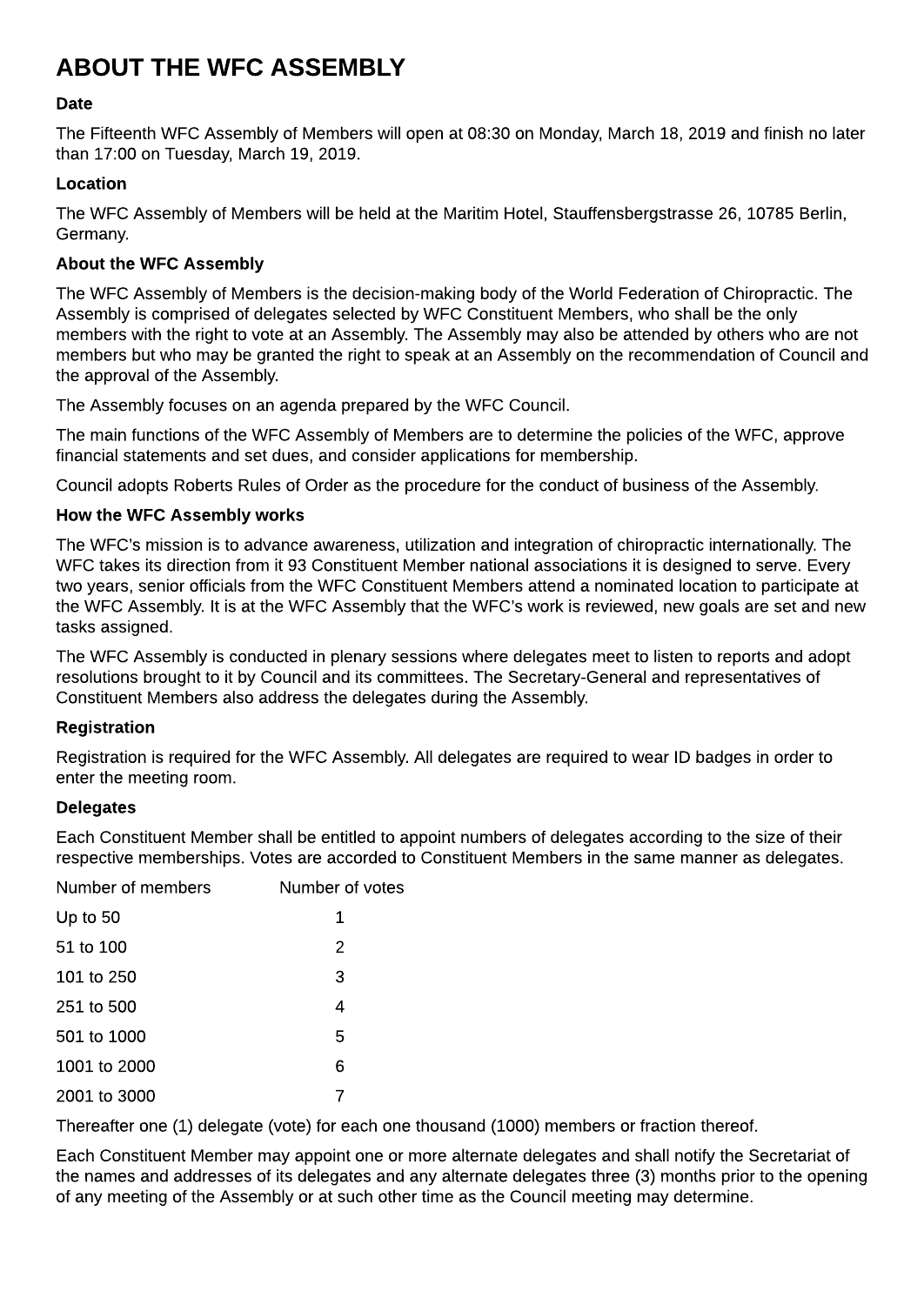# ABOUT THE WFC ASSEMBLY

### Date

The Fifteenth WFC Assembly of Members will open at 08:30 on Monday, March 18, 2019 and finish no later than 17:00 on Tuesday, March 19, 2019.

### Location

The WFC Assembly of Members will be held at the Maritim Hotel, Stauffensbergstrasse 26, 10785 Berlin, Germany.

### About the WFC Assembly

The WFC Assembly of Members is the decision-making body of the World Federation of Chiropractic. The Assembly is comprised of delegates selected by WFC Constituent Members, who shall be the only members with the right to vote at an Assembly. The Assembly may also be attended by others who are not members but who may be granted the right to speak at an Assembly on the recommendation of Council and the approval of the Assembly.

The Assembly focuses on an agenda prepared by the WFC Council.

The main functions of the WFC Assembly of Members are to determine the policies of the WFC, approve financial statements and set dues, and consider applications for membership.

Council adopts Roberts Rules of Order as the procedure for the conduct of business of the Assembly.

### How the WFC Assembly works

The WFC's mission is to advance awareness, utilization and integration of chiropractic internationally. The WFC takes its direction from it 93 Constituent Member national associations it is designed to serve. Every two years, senior officials from the WFC Constituent Members attend a nominated location to participate at the WFC Assembly. It is at the WFC Assembly that the WFC's work is reviewed, new goals are set and new tasks assigned.

The WFC Assembly is conducted in plenary sessions where delegates meet to listen to reports and adopt resolutions brought to it by Council and its committees. The Secretary-General and representatives of Constituent Members also address the delegates during the Assembly.

### Registration

Registration is required for the WFC Assembly. All delegates are required to wear ID badges in order to enter the meeting room.

### Delegates

Each Constituent Member shall be entitled to appoint numbers of delegates according to the size of their respective memberships. Votes are accorded to Constituent Members in the same manner as delegates.

| Number of members | Number of votes |
|---|---|
| Up to 50 | 1 |
| 51 to 100 | 2 |
| 101 to 250 | 3 |
| 251 to 500 | 4 |
| 501 to 1000 | 5 |
| 1001 to 2000 | 6 |
| 2001 to 3000 | 7 |

Thereafter one (1) delegate (vote) for each one thousand (1000) members or fraction thereof.

Each Constituent Member may appoint one or more alternate delegates and shall notify the Secretariat of the names and addresses of its delegates and any alternate delegates three (3) months prior to the opening of any meeting of the Assembly or at such other time as the Council meeting may determine.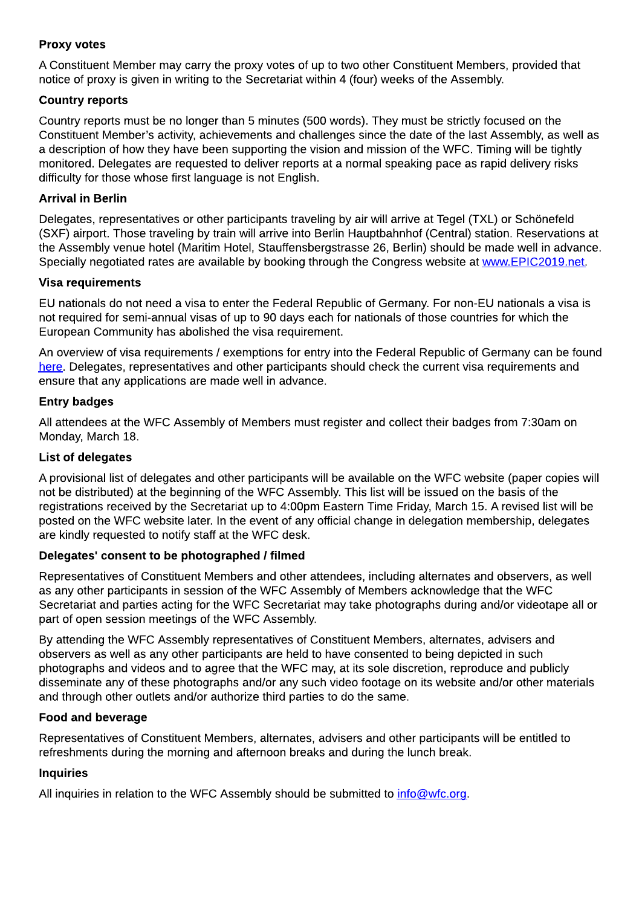### Proxy votes

A Constituent Member may carry the proxy votes of up to two other Constituent Members, provided that notice of proxy is given in writing to the Secretariat within 4 (four) weeks of the Assembly.

### Country reports

Country reports must be no longer than 5 minutes (500 words). They must be strictly focused on the Constituent Member's activity, achievements and challenges since the date of the last Assembly, as well as a description of how they have been supporting the vision and mission of the WFC. Timing will be tightly monitored. Delegates are requested to deliver reports at a normal speaking pace as rapid delivery risks difficulty for those whose first language is not English.

### Arrival in Berlin

Delegates, representatives or other participants traveling by air will arrive at Tegel (TXL) or Schönefeld (SXF) airport. Those traveling by train will arrive into Berlin Hauptbahnhof (Central) station. Reservations at the Assembly venue hotel (Maritim Hotel, Stauffensbergstrasse 26, Berlin) should be made well in advance. Specially negotiated rates are available by booking through the Congress website at [www.EPIC2019.net](www.EPIC2019.net).

### Visa requirements

EU nationals do not need a visa to enter the Federal Republic of Germany. For non-EU nationals a visa is not required for semi-annual visas of up to 90 days each for nationals of those countries for which the European Community has abolished the visa requirement.

An overview of visa requirements / exemptions for entry into the Federal Republic of Germany can be found here. Delegates, representatives and other participants should check the current visa requirements and ensure that any applications are made well in advance.

### Entry badges

All attendees at the WFC Assembly of Members must register and collect their badges from 7:30am on Monday, March 18.

### List of delegates

A provisional list of delegates and other participants will be available on the WFC website (paper copies will not be distributed) at the beginning of the WFC Assembly. This list will be issued on the basis of the registrations received by the Secretariat up to 4:00pm Eastern Time Friday, March 15. A revised list will be posted on the WFC website later. In the event of any official change in delegation membership, delegates are kindly requested to notify staff at the WFC desk.

### Delegates' consent to be photographed / filmed

Representatives of Constituent Members and other attendees, including alternates and observers, as well as any other participants in session of the WFC Assembly of Members acknowledge that the WFC Secretariat and parties acting for the WFC Secretariat may take photographs during and/or videotape all or part of open session meetings of the WFC Assembly.

By attending the WFC Assembly representatives of Constituent Members, alternates, advisers and observers as well as any other participants are held to have consented to being depicted in such photographs and videos and to agree that the WFC may, at its sole discretion, reproduce and publicly disseminate any of these photographs and/or any such video footage on its website and/or other materials and through other outlets and/or authorize third parties to do the same.

### Food and beverage

Representatives of Constituent Members, alternates, advisers and other participants will be entitled to refreshments during the morning and afternoon breaks and during the lunch break.

### Inquiries

All inquiries in relation to the WFC Assembly should be submitted to [info@wfc.org](mailto:info@wfc.org).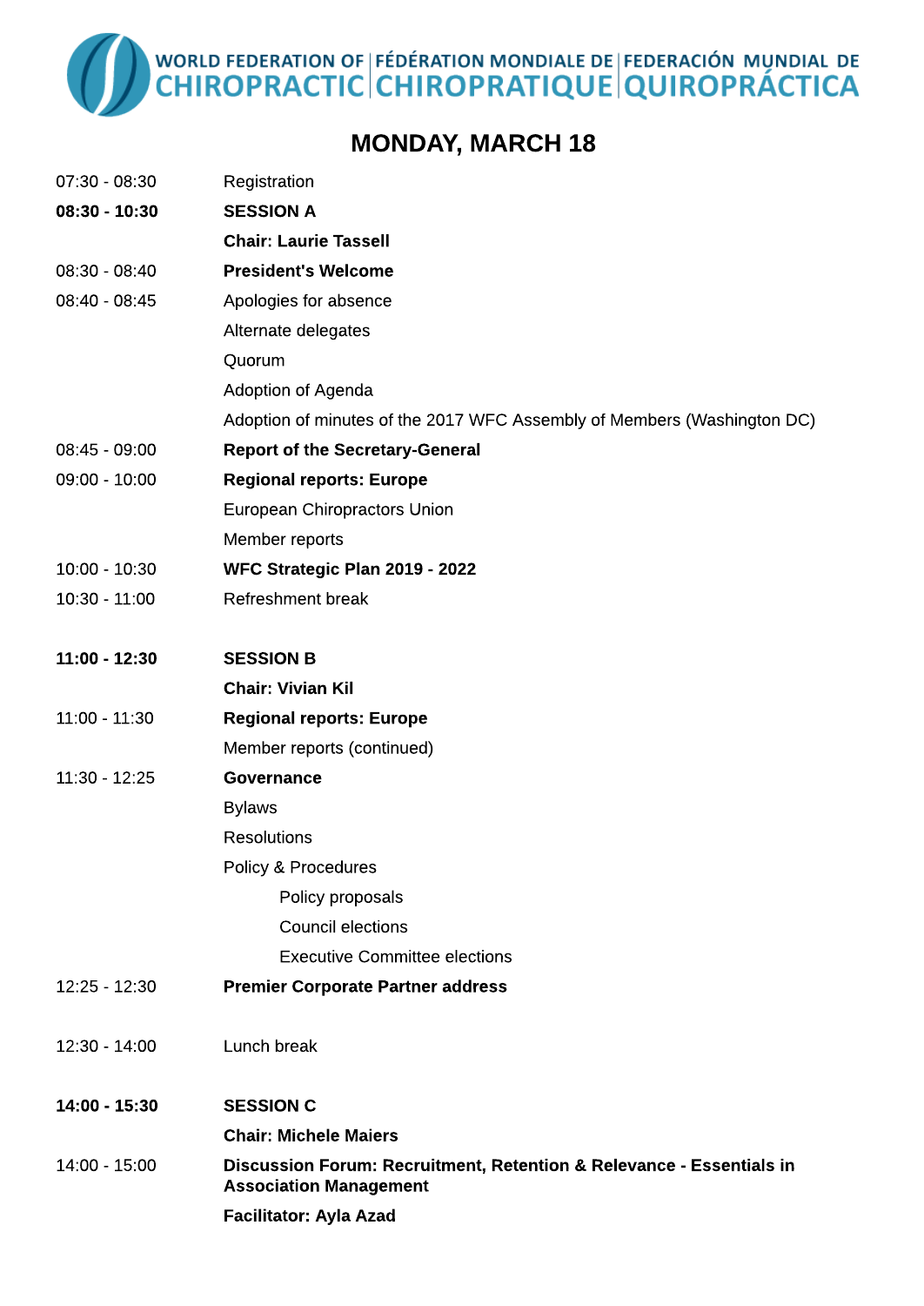WORLD FEDERATION OF CHIROPRACTIC | FÉDÉRATION MONDIALE DE CHIROPRATIQUE | FEDERACIÓN MUNDIAL DE QUIROPRÁCTICA

# MONDAY, MARCH 18

| | |
|---|---|
| 07:30 - 08:30 | Registration |
| **08:30 - 10:30** | **SESSION A** |
| | **Chair: Laurie Tassell** |
| 08:30 - 08:40 | **President's Welcome** |
| 08:40 - 08:45 | Apologies for absence |
| | Alternate delegates |
| | Quorum |
| | Adoption of Agenda |
| | Adoption of minutes of the 2017 WFC Assembly of Members (Washington DC) |
| 08:45 - 09:00 | **Report of the Secretary-General** |
| 09:00 - 10:00 | **Regional reports: Europe** |
| | European Chiropractors Union |
| | Member reports |
| 10:00 - 10:30 | **WFC Strategic Plan 2019 - 2022** |
| 10:30 - 11:00 | Refreshment break |
| **11:00 - 12:30** | **SESSION B** |
| | **Chair: Vivian Kil** |
| 11:00 - 11:30 | **Regional reports: Europe** |
| | Member reports (continued) |
| 11:30 - 12:25 | **Governance** |
| | Bylaws |
| | Resolutions |
| | Policy & Procedures |
| | Policy proposals |
| | Council elections |
| | Executive Committee elections |
| 12:25 - 12:30 | **Premier Corporate Partner address** |
| 12:30 - 14:00 | Lunch break |
| **14:00 - 15:30** | **SESSION C** |
| | **Chair: Michele Maiers** |
| 14:00 - 15:00 | **Discussion Forum: Recruitment, Retention & Relevance - Essentials in Association Management** |
| | **Facilitator: Ayla Azad** |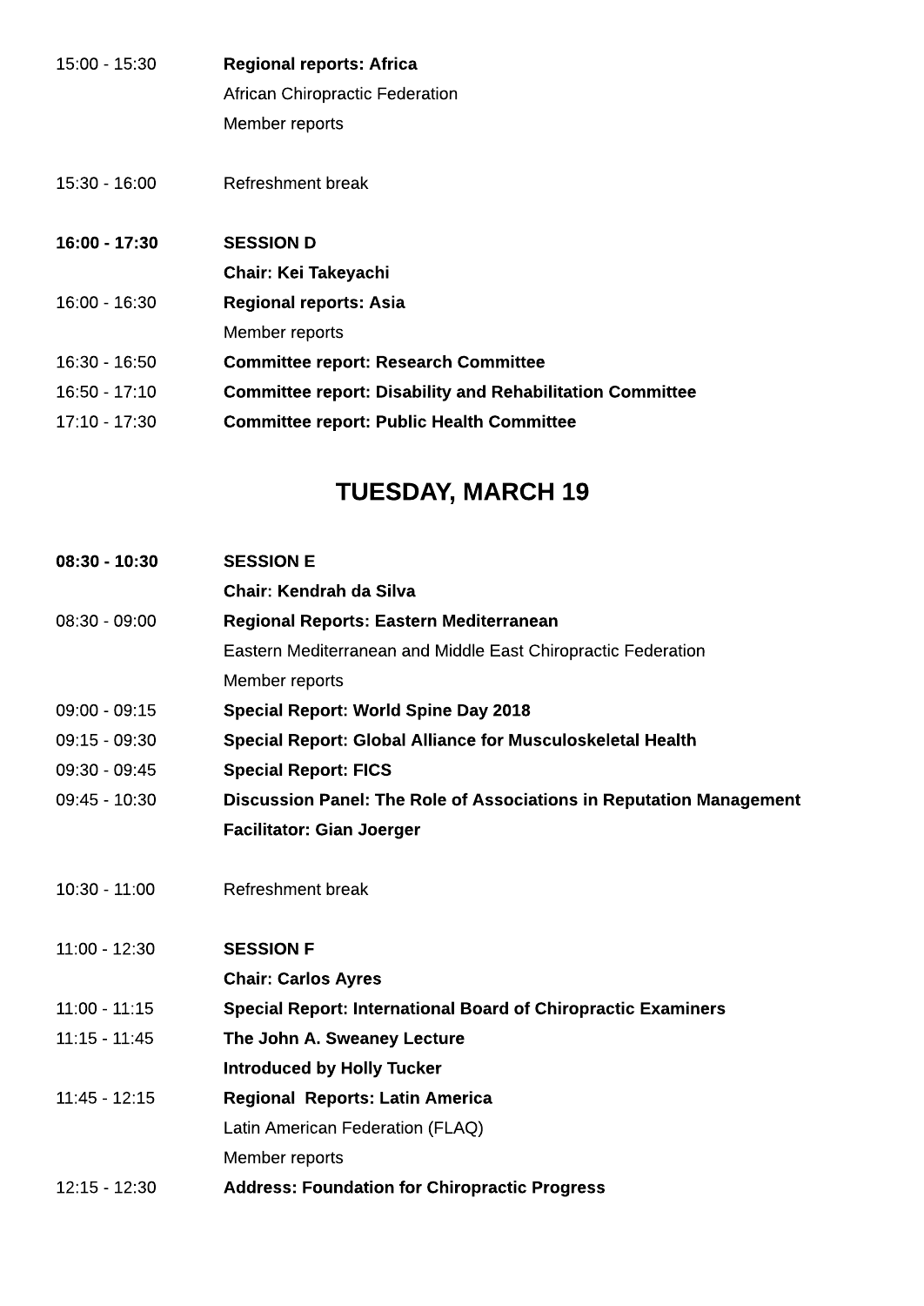| | |
|---|---|
| 15:00 - 15:30 | **Regional reports: Africa**<br>African Chiropractic Federation<br>Member reports |
| 15:30 - 16:00 | Refreshment break |
| **16:00 - 17:30** | **SESSION D**<br>**Chair: Kei Takeyachi** |
| 16:00 - 16:30 | **Regional reports: Asia**<br>Member reports |
| 16:30 - 16:50 | **Committee report: Research Committee** |
| 16:50 - 17:10 | **Committee report: Disability and Rehabilitation Committee** |
| 17:10 - 17:30 | **Committee report: Public Health Committee** |

## TUESDAY, MARCH 19

| | |
|---|---|
| **08:30 - 10:30** | **SESSION E**<br>**Chair: Kendrah da Silva** |
| 08:30 - 09:00 | **Regional Reports: Eastern Mediterranean**<br>Eastern Mediterranean and Middle East Chiropractic Federation<br>Member reports |
| 09:00 - 09:15 | **Special Report: World Spine Day 2018** |
| 09:15 - 09:30 | **Special Report: Global Alliance for Musculoskeletal Health** |
| 09:30 - 09:45 | **Special Report: FICS** |
| 09:45 - 10:30 | **Discussion Panel: The Role of Associations in Reputation Management**<br>**Facilitator: Gian Joerger** |
| 10:30 - 11:00 | Refreshment break |
| 11:00 - 12:30 | **SESSION F**<br>**Chair: Carlos Ayres** |
| 11:00 - 11:15 | **Special Report: International Board of Chiropractic Examiners** |
| 11:15 - 11:45 | **The John A. Sweaney Lecture**<br>**Introduced by Holly Tucker** |
| 11:45 - 12:15 | **Regional Reports: Latin America**<br>Latin American Federation (FLAQ)<br>Member reports |
| 12:15 - 12:30 | **Address: Foundation for Chiropractic Progress** |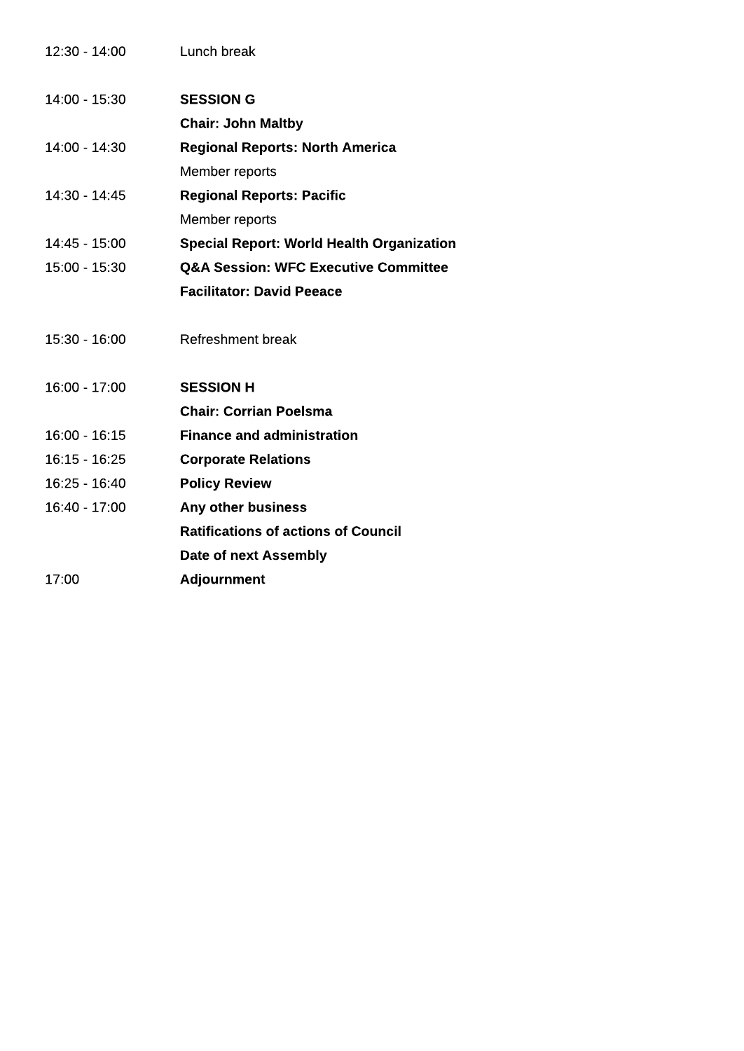| | |
|---|---|
| 12:30 - 14:00 | Lunch break |
| 14:00 - 15:30 | **SESSION G** |
| | **Chair: John Maltby** |
| 14:00 - 14:30 | **Regional Reports: North America** |
| | Member reports |
| 14:30 - 14:45 | **Regional Reports: Pacific** |
| | Member reports |
| 14:45 - 15:00 | **Special Report: World Health Organization** |
| 15:00 - 15:30 | **Q&A Session: WFC Executive Committee** |
| | **Facilitator: David Peeace** |
| 15:30 - 16:00 | Refreshment break |
| 16:00 - 17:00 | **SESSION H** |
| | **Chair: Corrian Poelsma** |
| 16:00 - 16:15 | **Finance and administration** |
| 16:15 - 16:25 | **Corporate Relations** |
| 16:25 - 16:40 | **Policy Review** |
| 16:40 - 17:00 | **Any other business** |
| | **Ratifications of actions of Council** |
| | **Date of next Assembly** |
| 17:00 | **Adjournment** |